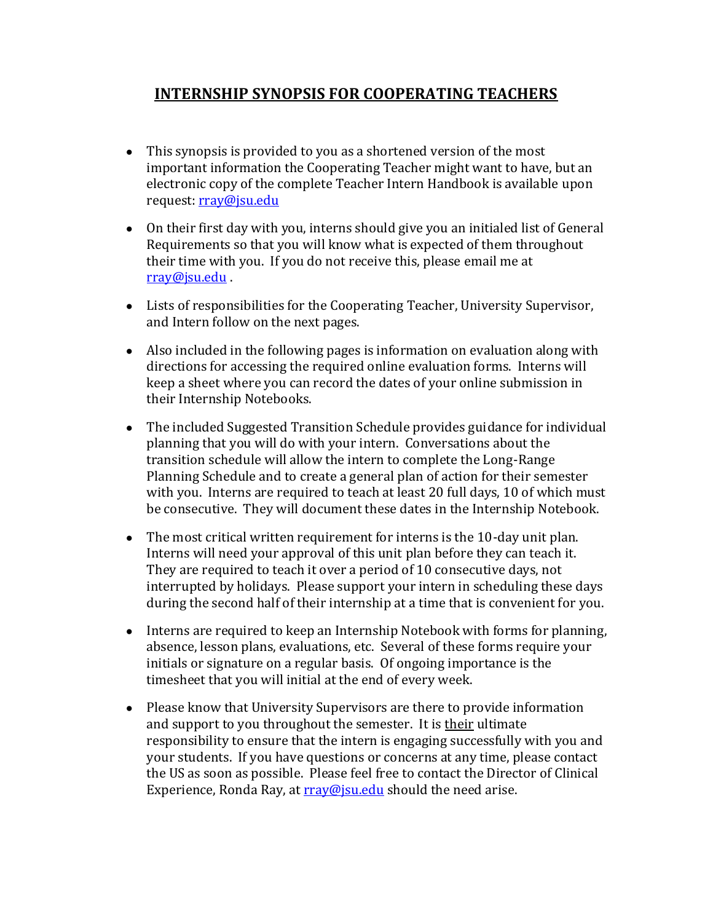# INTERNSHIP SYNOPSIS FOR COOPERATING TEACHERS

- This synopsis is provided to you as a shortened version of the most important information the Cooperating Teacher might want to have, but an electronic copy of the complete Teacher Intern Handbook is available upon request: rray@jsu.edu

- On their first day with you, interns should give you an initialed list of General Requirements so that you will know what is expected of them throughout their time with you. If you do not receive this, please email me at rray@jsu.edu .

- Lists of responsibilities for the Cooperating Teacher, University Supervisor, and Intern follow on the next pages.

- Also included in the following pages is information on evaluation along with directions for accessing the required online evaluation forms. Interns will keep a sheet where you can record the dates of your online submission in their Internship Notebooks.

- The included Suggested Transition Schedule provides guidance for individual planning that you will do with your intern. Conversations about the transition schedule will allow the intern to complete the Long-Range Planning Schedule and to create a general plan of action for their semester with you. Interns are required to teach at least 20 full days, 10 of which must be consecutive. They will document these dates in the Internship Notebook.

- The most critical written requirement for interns is the 10-day unit plan. Interns will need your approval of this unit plan before they can teach it. They are required to teach it over a period of 10 consecutive days, not interrupted by holidays. Please support your intern in scheduling these days during the second half of their internship at a time that is convenient for you.

- Interns are required to keep an Internship Notebook with forms for planning, absence, lesson plans, evaluations, etc. Several of these forms require your initials or signature on a regular basis. Of ongoing importance is the timesheet that you will initial at the end of every week.

- Please know that University Supervisors are there to provide information and support to you throughout the semester. It is <u>their</u> ultimate responsibility to ensure that the intern is engaging successfully with you and your students. If you have questions or concerns at any time, please contact the US as soon as possible. Please feel free to contact the Director of Clinical Experience, Ronda Ray, at rray@jsu.edu should the need arise.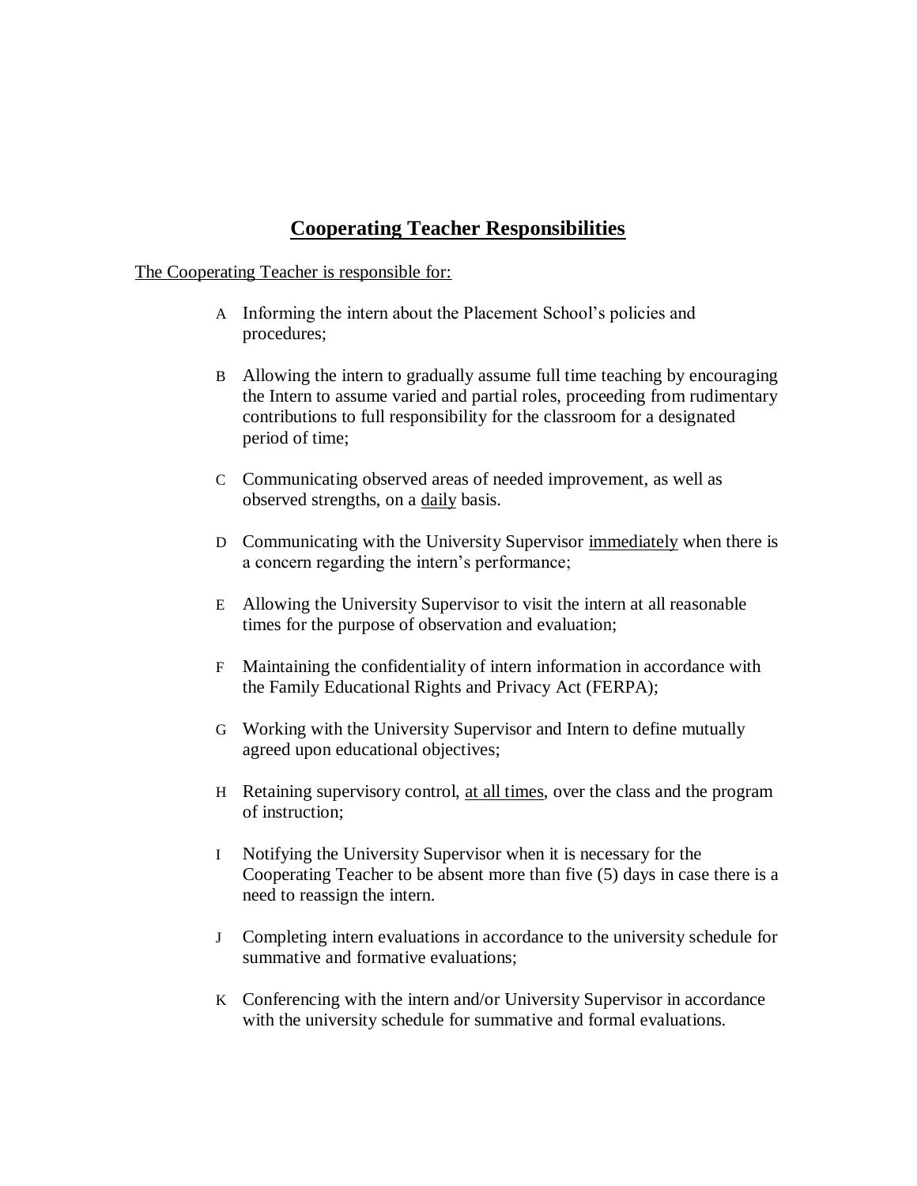# Cooperating Teacher Responsibilities

The Cooperating Teacher is responsible for:

A. Informing the intern about the Placement School's policies and procedures;

B. Allowing the intern to gradually assume full time teaching by encouraging the Intern to assume varied and partial roles, proceeding from rudimentary contributions to full responsibility for the classroom for a designated period of time;

C. Communicating observed areas of needed improvement, as well as observed strengths, on a daily basis.

D. Communicating with the University Supervisor immediately when there is a concern regarding the intern's performance;

E. Allowing the University Supervisor to visit the intern at all reasonable times for the purpose of observation and evaluation;

F. Maintaining the confidentiality of intern information in accordance with the Family Educational Rights and Privacy Act (FERPA);

G. Working with the University Supervisor and Intern to define mutually agreed upon educational objectives;

H. Retaining supervisory control, at all times, over the class and the program of instruction;

I. Notifying the University Supervisor when it is necessary for the Cooperating Teacher to be absent more than five (5) days in case there is a need to reassign the intern.

J. Completing intern evaluations in accordance to the university schedule for summative and formative evaluations;

K. Conferencing with the intern and/or University Supervisor in accordance with the university schedule for summative and formal evaluations.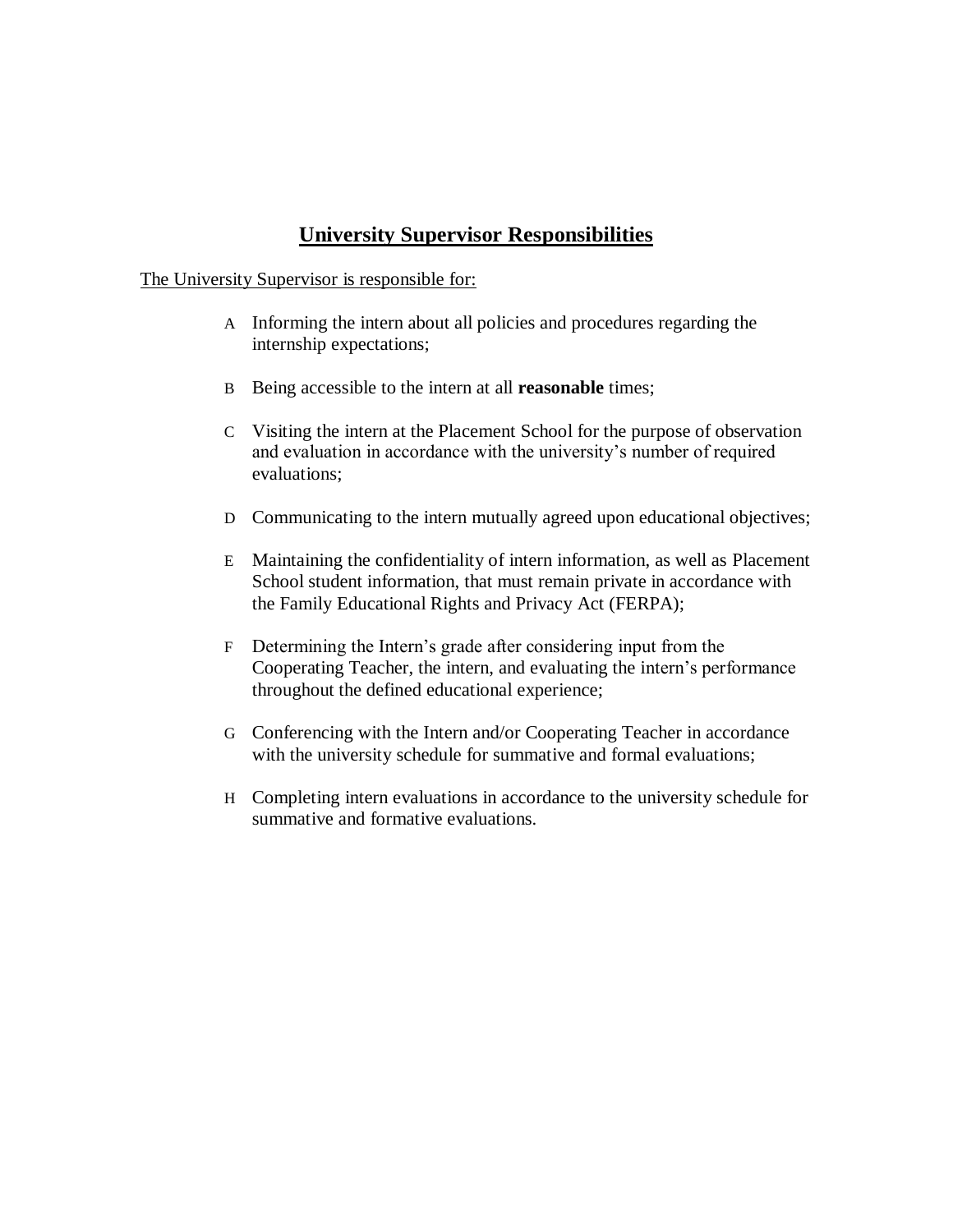# University Supervisor Responsibilities

The University Supervisor is responsible for:

A. Informing the intern about all policies and procedures regarding the internship expectations;

B. Being accessible to the intern at all **reasonable** times;

C. Visiting the intern at the Placement School for the purpose of observation and evaluation in accordance with the university's number of required evaluations;

D. Communicating to the intern mutually agreed upon educational objectives;

E. Maintaining the confidentiality of intern information, as well as Placement School student information, that must remain private in accordance with the Family Educational Rights and Privacy Act (FERPA);

F. Determining the Intern's grade after considering input from the Cooperating Teacher, the intern, and evaluating the intern's performance throughout the defined educational experience;

G. Conferencing with the Intern and/or Cooperating Teacher in accordance with the university schedule for summative and formal evaluations;

H. Completing intern evaluations in accordance to the university schedule for summative and formative evaluations.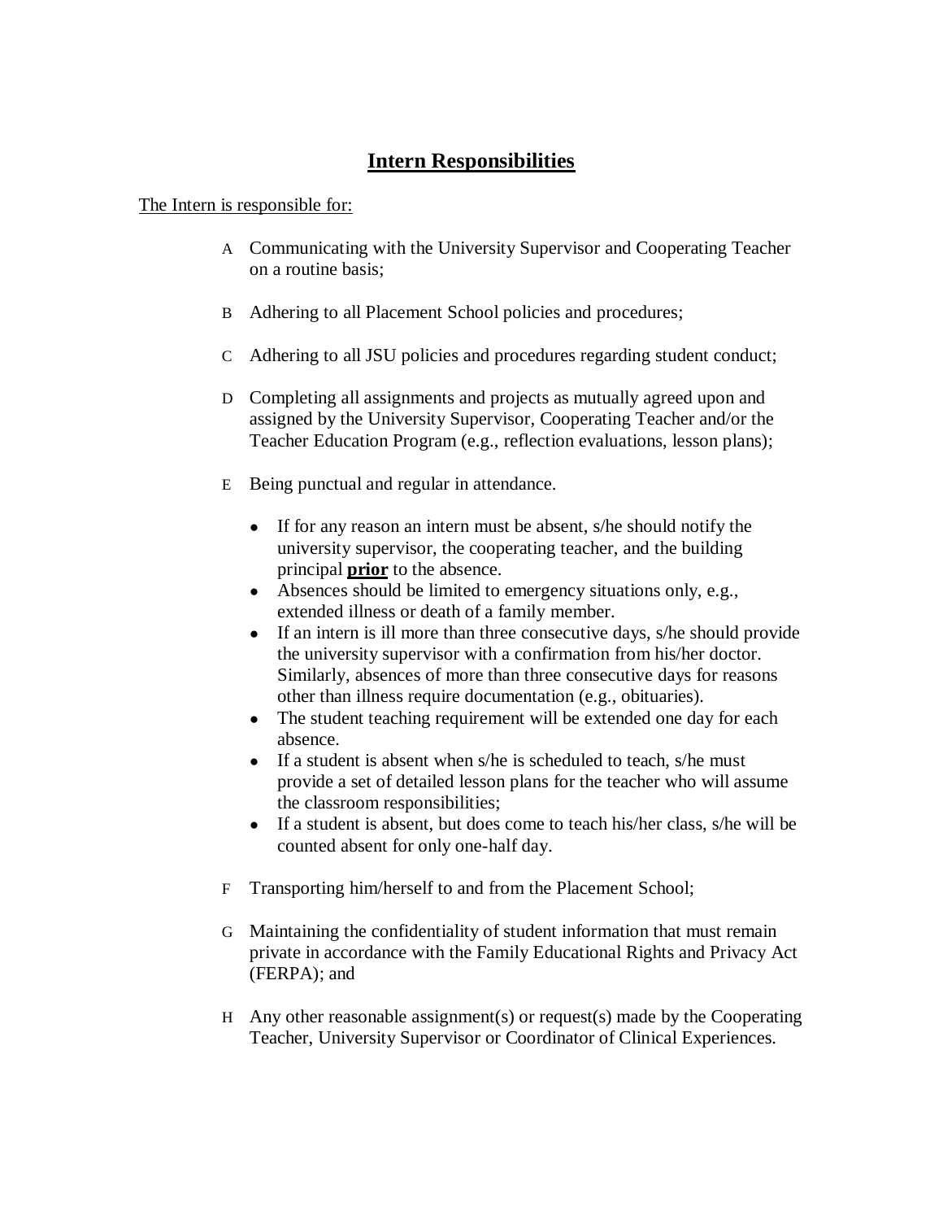# **Intern Responsibilities**

The Intern is responsible for:

A Communicating with the University Supervisor and Cooperating Teacher on a routine basis;

B Adhering to all Placement School policies and procedures;

C Adhering to all JSU policies and procedures regarding student conduct;

D Completing all assignments and projects as mutually agreed upon and assigned by the University Supervisor, Cooperating Teacher and/or the Teacher Education Program (e.g., reflection evaluations, lesson plans);

E Being punctual and regular in attendance.

- If for any reason an intern must be absent, s/he should notify the university supervisor, the cooperating teacher, and the building principal **prior** to the absence.
- Absences should be limited to emergency situations only, e.g., extended illness or death of a family member.
- If an intern is ill more than three consecutive days, s/he should provide the university supervisor with a confirmation from his/her doctor. Similarly, absences of more than three consecutive days for reasons other than illness require documentation (e.g., obituaries).
- The student teaching requirement will be extended one day for each absence.
- If a student is absent when s/he is scheduled to teach, s/he must provide a set of detailed lesson plans for the teacher who will assume the classroom responsibilities;
- If a student is absent, but does come to teach his/her class, s/he will be counted absent for only one-half day.

F Transporting him/herself to and from the Placement School;

G Maintaining the confidentiality of student information that must remain private in accordance with the Family Educational Rights and Privacy Act (FERPA); and

H Any other reasonable assignment(s) or request(s) made by the Cooperating Teacher, University Supervisor or Coordinator of Clinical Experiences.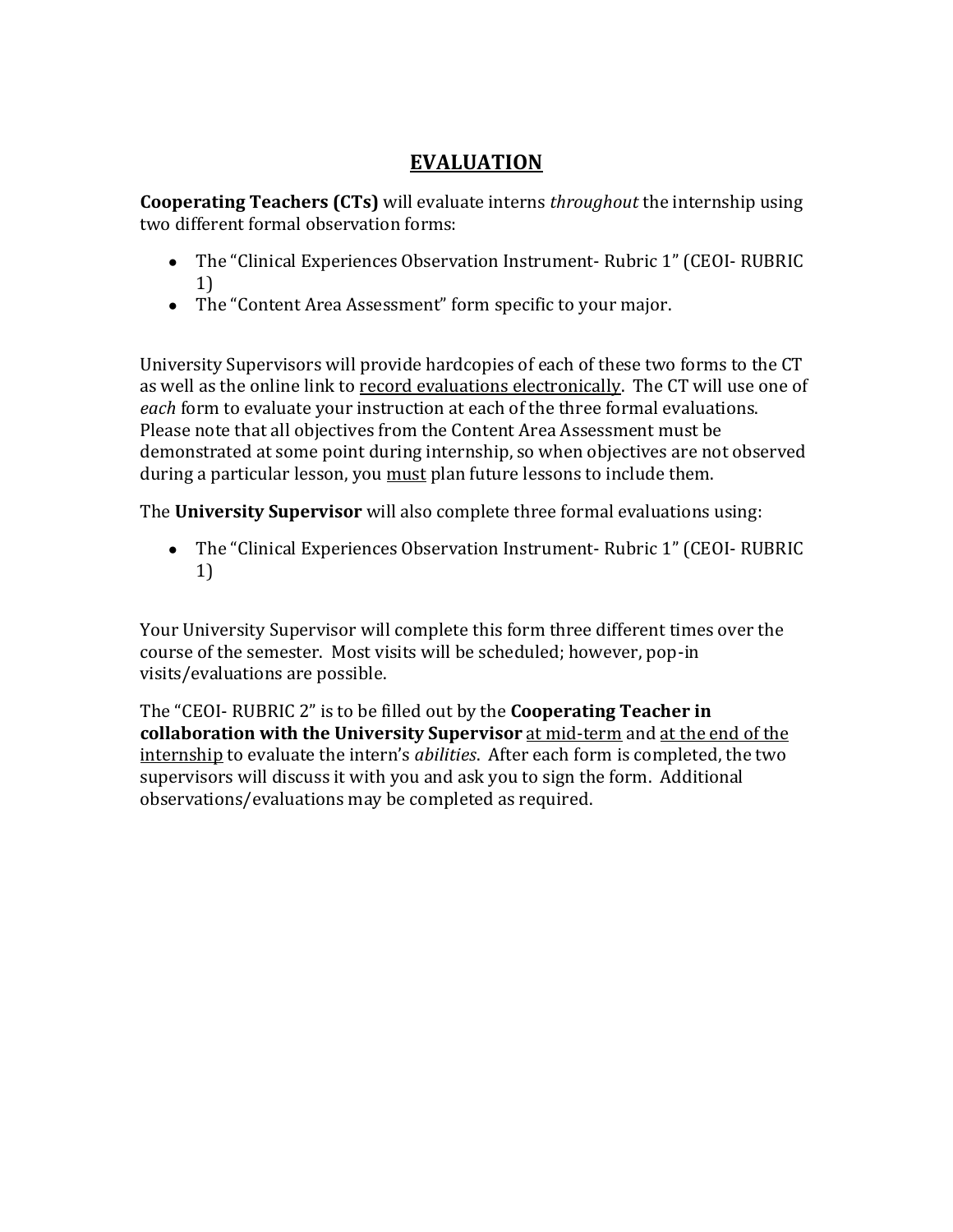# <u>EVALUATION</u>

**Cooperating Teachers (CTs)** will evaluate interns *throughout* the internship using two different formal observation forms:

- The "Clinical Experiences Observation Instrument- Rubric 1" (CEOI- RUBRIC 1)
- The "Content Area Assessment" form specific to your major.

University Supervisors will provide hardcopies of each of these two forms to the CT as well as the online link to <u>record evaluations electronically</u>. The CT will use one of *each* form to evaluate your instruction at each of the three formal evaluations. Please note that all objectives from the Content Area Assessment must be demonstrated at some point during internship, so when objectives are not observed during a particular lesson, you <u>must</u> plan future lessons to include them.

The **University Supervisor** will also complete three formal evaluations using:

- The "Clinical Experiences Observation Instrument- Rubric 1" (CEOI- RUBRIC 1)

Your University Supervisor will complete this form three different times over the course of the semester. Most visits will be scheduled; however, pop-in visits/evaluations are possible.

The "CEOI- RUBRIC 2" is to be filled out by the **Cooperating Teacher in collaboration with the University Supervisor** <u>at mid-term</u> and <u>at the end of the internship</u> to evaluate the intern's *abilities*. After each form is completed, the two supervisors will discuss it with you and ask you to sign the form. Additional observations/evaluations may be completed as required.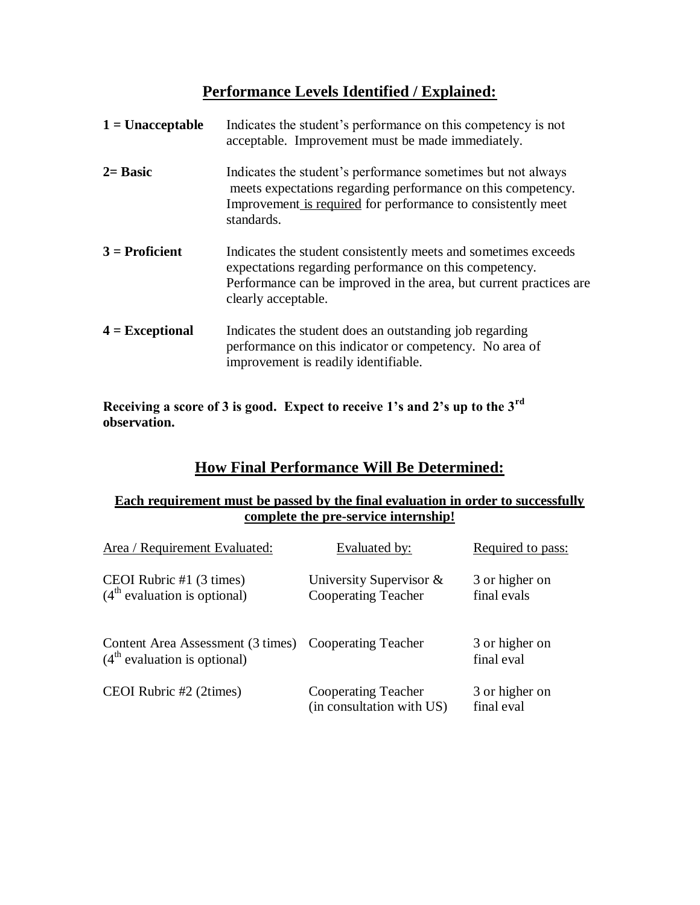## Performance Levels Identified / Explained:

**1 = Unacceptable** Indicates the student's performance on this competency is not acceptable. Improvement must be made immediately.

**2= Basic** Indicates the student's performance sometimes but not always meets expectations regarding performance on this competency. Improvement is required for performance to consistently meet standards.

**3 = Proficient** Indicates the student consistently meets and sometimes exceeds expectations regarding performance on this competency. Performance can be improved in the area, but current practices are clearly acceptable.

**4 = Exceptional** Indicates the student does an outstanding job regarding performance on this indicator or competency. No area of improvement is readily identifiable.

**Receiving a score of 3 is good. Expect to receive 1's and 2's up to the 3rd observation.**

## How Final Performance Will Be Determined:

**Each requirement must be passed by the final evaluation in order to successfully complete the pre-service internship!**

| Area / Requirement Evaluated: | Evaluated by: | Required to pass: |
|---|---|---|
| CEOI Rubric #1 (3 times) (4th evaluation is optional) | University Supervisor & Cooperating Teacher | 3 or higher on final evals |
| Content Area Assessment (3 times) (4th evaluation is optional) | Cooperating Teacher | 3 or higher on final eval |
| CEOI Rubric #2 (2times) | Cooperating Teacher (in consultation with US) | 3 or higher on final eval |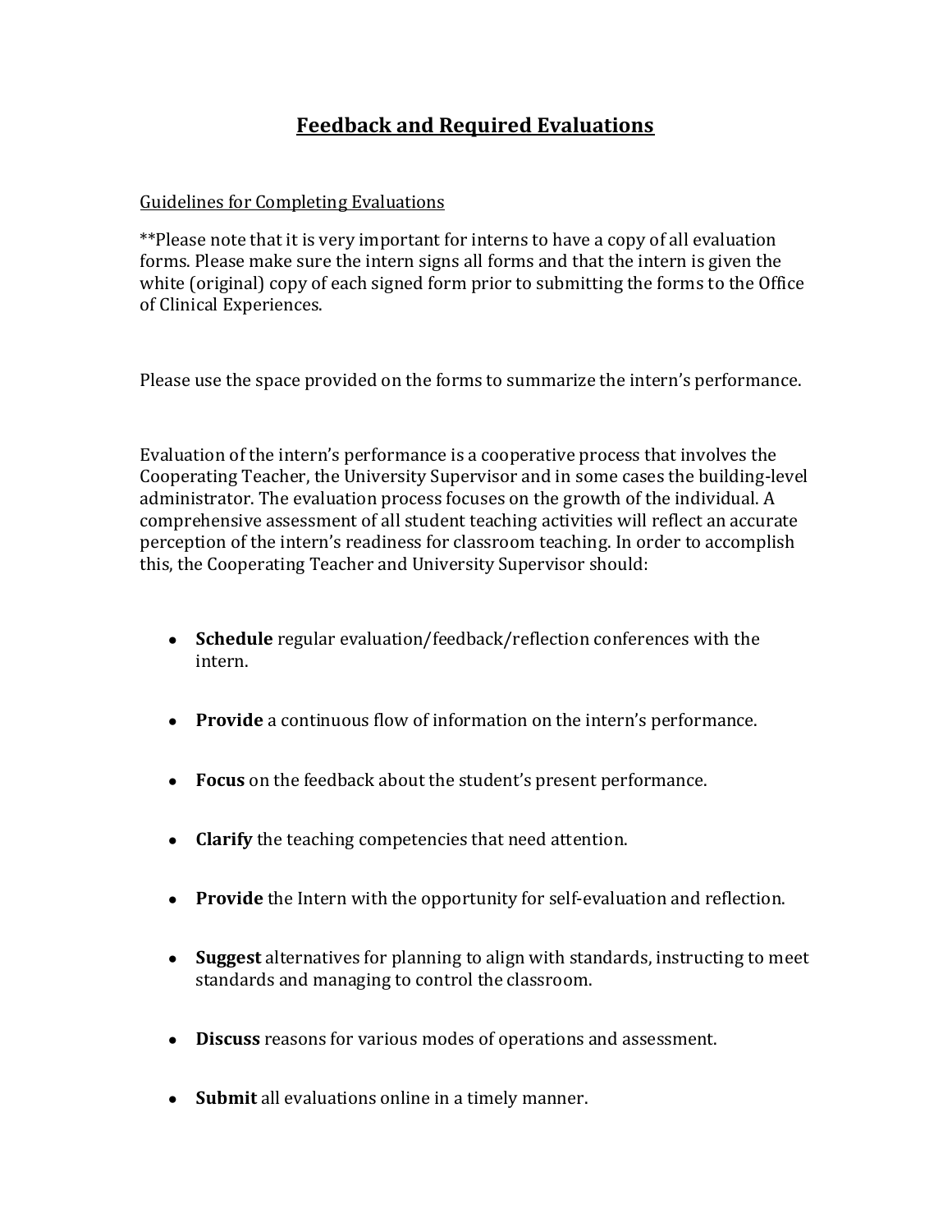# Feedback and Required Evaluations

Guidelines for Completing Evaluations

**Please note that it is very important for interns to have a copy of all evaluation forms. Please make sure the intern signs all forms and that the intern is given the white (original) copy of each signed form prior to submitting the forms to the Office of Clinical Experiences.

Please use the space provided on the forms to summarize the intern's performance.

Evaluation of the intern's performance is a cooperative process that involves the Cooperating Teacher, the University Supervisor and in some cases the building-level administrator. The evaluation process focuses on the growth of the individual. A comprehensive assessment of all student teaching activities will reflect an accurate perception of the intern's readiness for classroom teaching. In order to accomplish this, the Cooperating Teacher and University Supervisor should:

- **Schedule** regular evaluation/feedback/reflection conferences with the intern.
- **Provide** a continuous flow of information on the intern's performance.
- **Focus** on the feedback about the student's present performance.
- **Clarify** the teaching competencies that need attention.
- **Provide** the Intern with the opportunity for self-evaluation and reflection.
- **Suggest** alternatives for planning to align with standards, instructing to meet standards and managing to control the classroom.
- **Discuss** reasons for various modes of operations and assessment.
- **Submit** all evaluations online in a timely manner.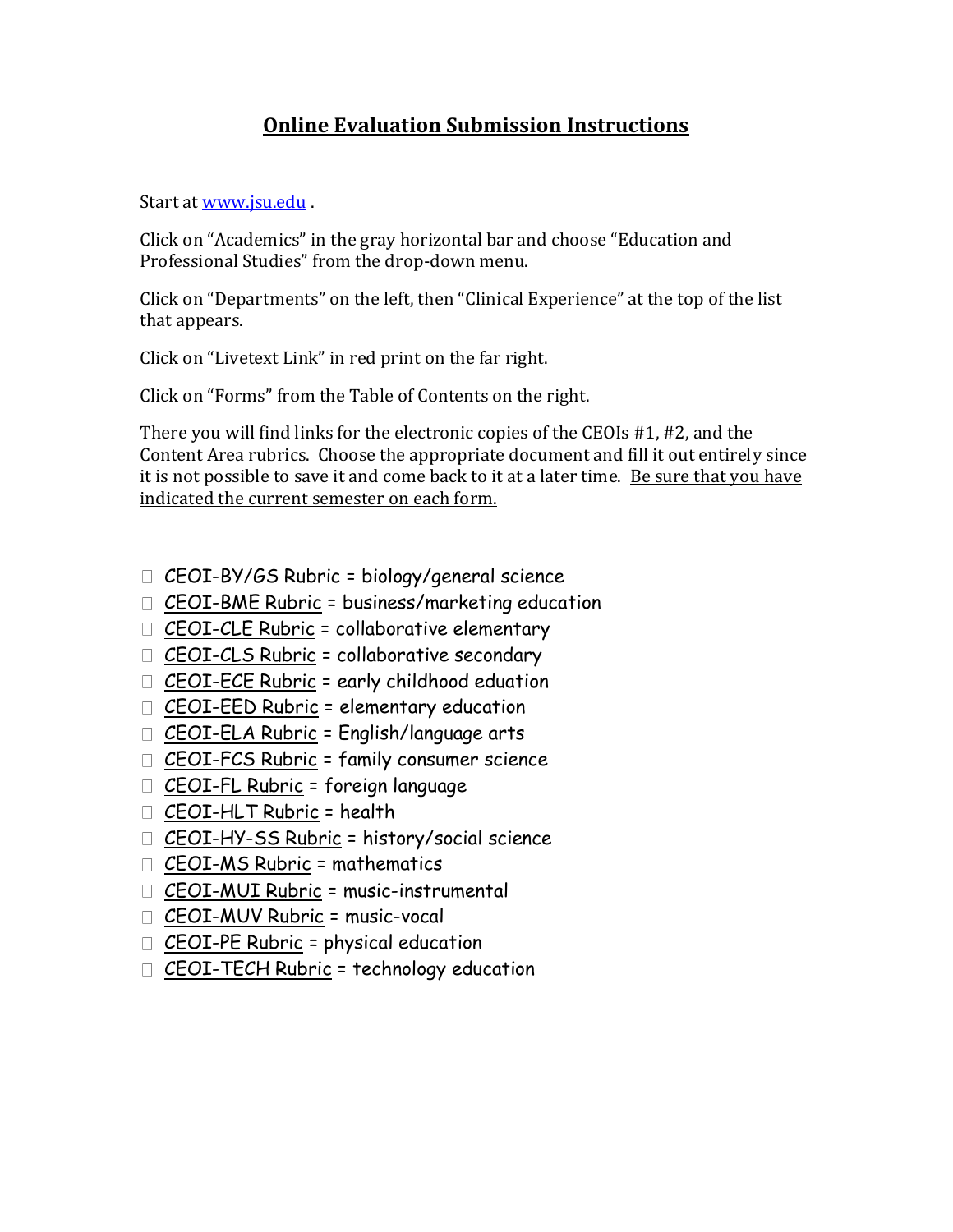## Online Evaluation Submission Instructions

Start at www.jsu.edu .

Click on "Academics" in the gray horizontal bar and choose "Education and Professional Studies" from the drop-down menu.

Click on "Departments" on the left, then "Clinical Experience" at the top of the list that appears.

Click on "Livetext Link" in red print on the far right.

Click on "Forms" from the Table of Contents on the right.

There you will find links for the electronic copies of the CEOIs #1, #2, and the Content Area rubrics. Choose the appropriate document and fill it out entirely since it is not possible to save it and come back to it at a later time. Be sure that you have indicated the current semester on each form.

- CEOI-BY/GS Rubric = biology/general science
- CEOI-BME Rubric = business/marketing education
- CEOI-CLE Rubric = collaborative elementary
- CEOI-CLS Rubric = collaborative secondary
- CEOI-ECE Rubric = early childhood eduation
- CEOI-EED Rubric = elementary education
- CEOI-ELA Rubric = English/language arts
- CEOI-FCS Rubric = family consumer science
- CEOI-FL Rubric = foreign language
- CEOI-HLT Rubric = health
- CEOI-HY-SS Rubric = history/social science
- CEOI-MS Rubric = mathematics
- CEOI-MUI Rubric = music-instrumental
- CEOI-MUV Rubric = music-vocal
- CEOI-PE Rubric = physical education
- CEOI-TECH Rubric = technology education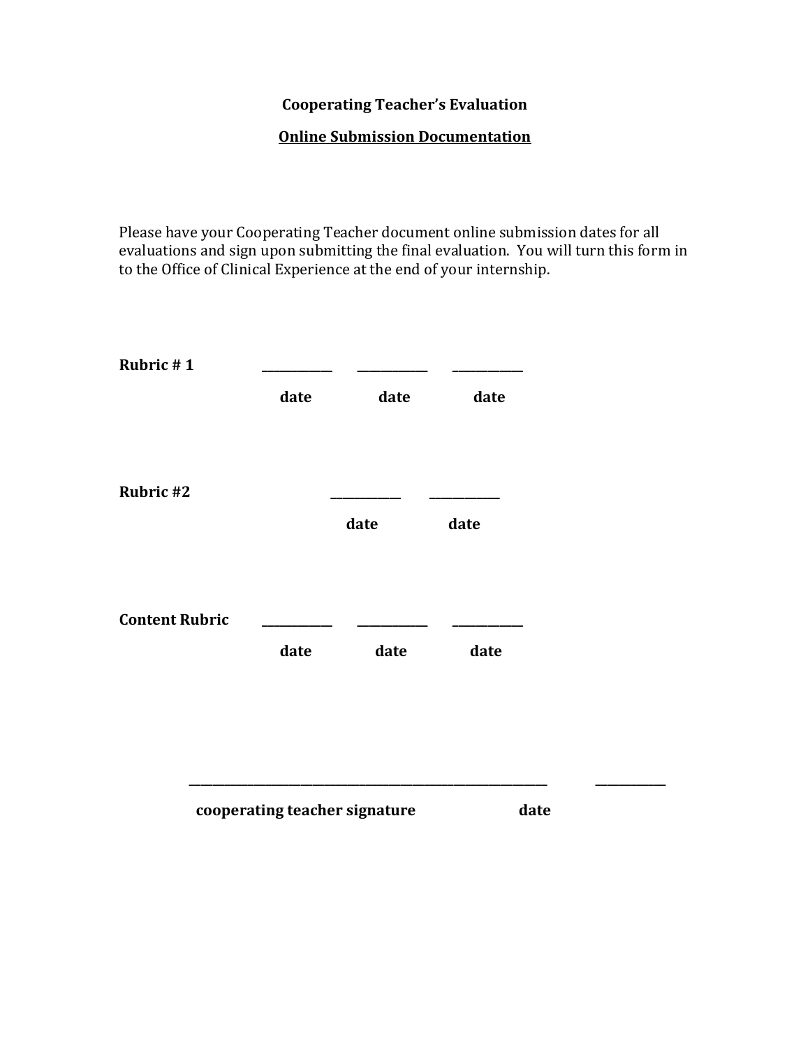**Cooperating Teacher's Evaluation**

**<u>Online Submission Documentation</u>**

Please have your Cooperating Teacher document online submission dates for all evaluations and sign upon submitting the final evaluation. You will turn this form in to the Office of Clinical Experience at the end of your internship.

**Rubric # 1** \_\_\_\_\_\_\_\_\_\_\_\_ \_\_\_\_\_\_\_\_\_\_\_\_ \_\_\_\_\_\_\_\_\_\_\_\_

**date** **date** **date**

**Rubric #2** \_\_\_\_\_\_\_\_\_\_\_\_ \_\_\_\_\_\_\_\_\_\_\_\_

**date** **date**

**Content Rubric** \_\_\_\_\_\_\_\_\_\_\_\_ \_\_\_\_\_\_\_\_\_\_\_\_ \_\_\_\_\_\_\_\_\_\_\_\_

**date** **date** **date**

\_\_\_\_\_\_\_\_\_\_\_\_\_\_\_\_\_\_\_\_\_\_\_\_\_\_\_\_\_\_\_\_\_\_\_\_\_\_\_\_\_\_\_\_\_\_\_\_\_\_\_\_\_\_\_\_\_\_\_\_ \_\_\_\_\_\_\_\_\_\_\_\_

**cooperating teacher signature** **date**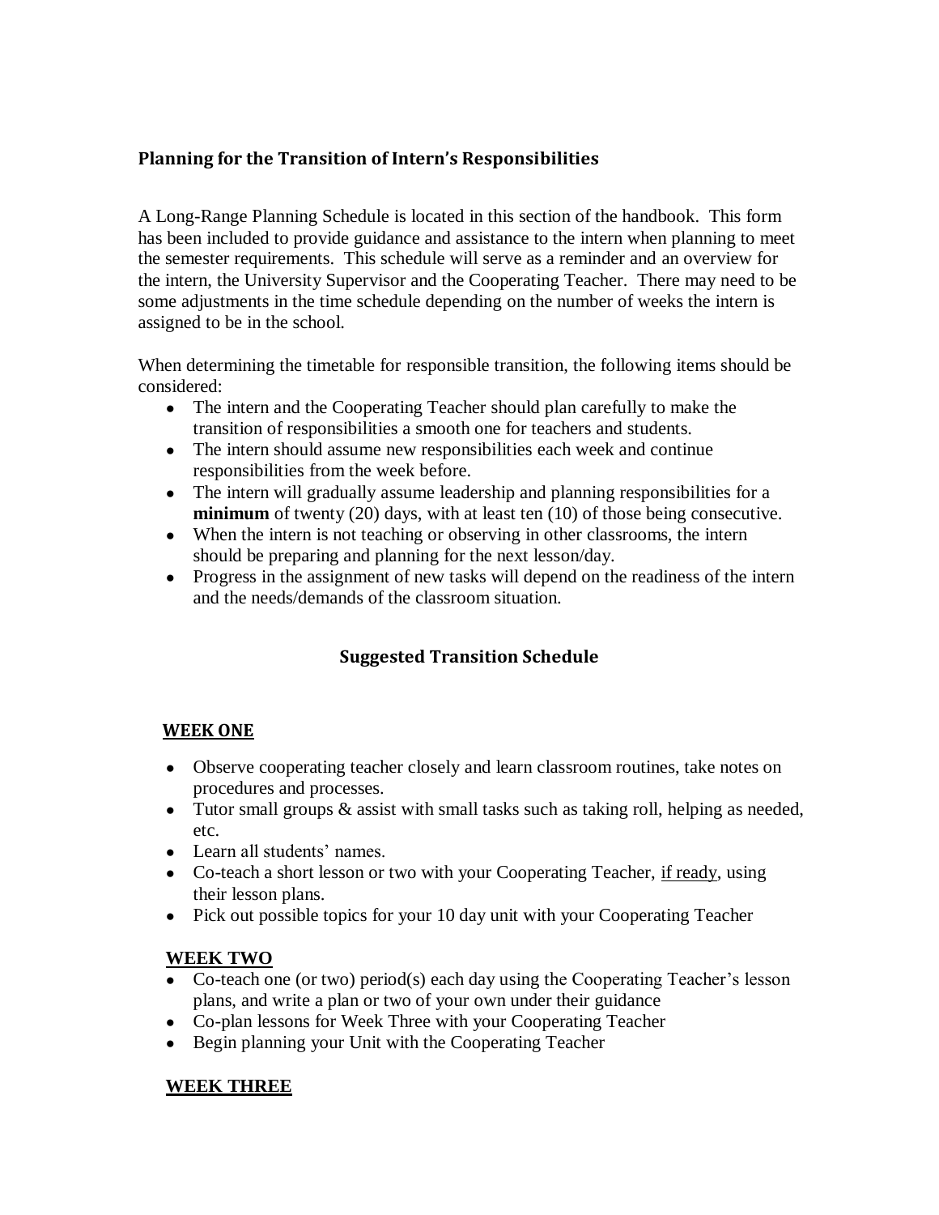## Planning for the Transition of Intern's Responsibilities

A Long-Range Planning Schedule is located in this section of the handbook. This form has been included to provide guidance and assistance to the intern when planning to meet the semester requirements. This schedule will serve as a reminder and an overview for the intern, the University Supervisor and the Cooperating Teacher. There may need to be some adjustments in the time schedule depending on the number of weeks the intern is assigned to be in the school.

When determining the timetable for responsible transition, the following items should be considered:

- The intern and the Cooperating Teacher should plan carefully to make the transition of responsibilities a smooth one for teachers and students.
- The intern should assume new responsibilities each week and continue responsibilities from the week before.
- The intern will gradually assume leadership and planning responsibilities for a **minimum** of twenty (20) days, with at least ten (10) of those being consecutive.
- When the intern is not teaching or observing in other classrooms, the intern should be preparing and planning for the next lesson/day.
- Progress in the assignment of new tasks will depend on the readiness of the intern and the needs/demands of the classroom situation.

## Suggested Transition Schedule

### WEEK ONE

- Observe cooperating teacher closely and learn classroom routines, take notes on procedures and processes.
- Tutor small groups & assist with small tasks such as taking roll, helping as needed, etc.
- Learn all students' names.
- Co-teach a short lesson or two with your Cooperating Teacher, <u>if ready</u>, using their lesson plans.
- Pick out possible topics for your 10 day unit with your Cooperating Teacher

### WEEK TWO

- Co-teach one (or two) period(s) each day using the Cooperating Teacher's lesson plans, and write a plan or two of your own under their guidance
- Co-plan lessons for Week Three with your Cooperating Teacher
- Begin planning your Unit with the Cooperating Teacher

### WEEK THREE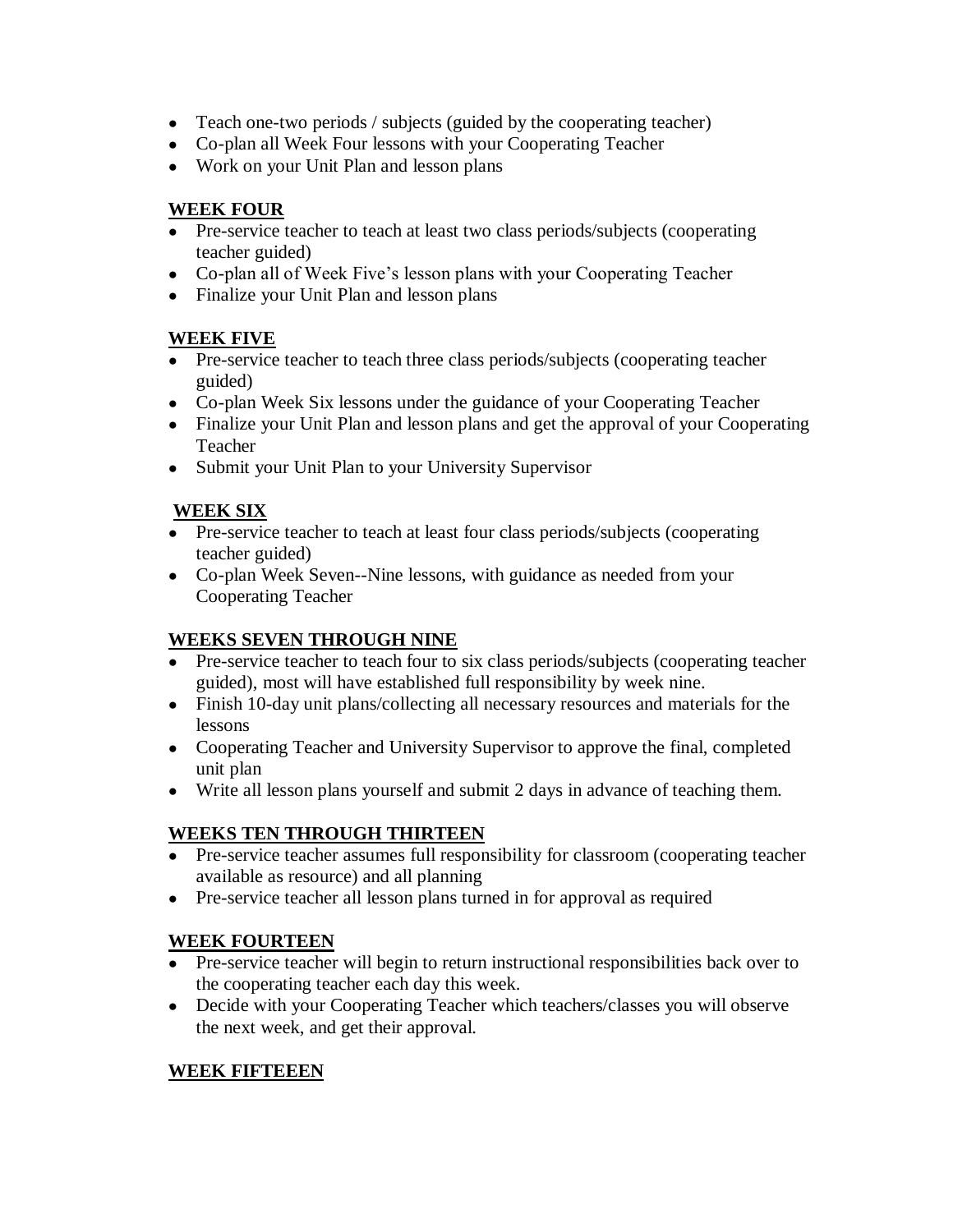- Teach one-two periods / subjects (guided by the cooperating teacher)
- Co-plan all Week Four lessons with your Cooperating Teacher
- Work on your Unit Plan and lesson plans

**WEEK FOUR**

- Pre-service teacher to teach at least two class periods/subjects (cooperating teacher guided)
- Co-plan all of Week Five's lesson plans with your Cooperating Teacher
- Finalize your Unit Plan and lesson plans

**WEEK FIVE**

- Pre-service teacher to teach three class periods/subjects (cooperating teacher guided)
- Co-plan Week Six lessons under the guidance of your Cooperating Teacher
- Finalize your Unit Plan and lesson plans and get the approval of your Cooperating Teacher
- Submit your Unit Plan to your University Supervisor

**WEEK SIX**

- Pre-service teacher to teach at least four class periods/subjects (cooperating teacher guided)
- Co-plan Week Seven--Nine lessons, with guidance as needed from your Cooperating Teacher

**WEEKS SEVEN THROUGH NINE**

- Pre-service teacher to teach four to six class periods/subjects (cooperating teacher guided), most will have established full responsibility by week nine.
- Finish 10-day unit plans/collecting all necessary resources and materials for the lessons
- Cooperating Teacher and University Supervisor to approve the final, completed unit plan
- Write all lesson plans yourself and submit 2 days in advance of teaching them.

**WEEKS TEN THROUGH THIRTEEN**

- Pre-service teacher assumes full responsibility for classroom (cooperating teacher available as resource) and all planning
- Pre-service teacher all lesson plans turned in for approval as required

**WEEK FOURTEEN**

- Pre-service teacher will begin to return instructional responsibilities back over to the cooperating teacher each day this week.
- Decide with your Cooperating Teacher which teachers/classes you will observe the next week, and get their approval.

**WEEK FIFTEEEN**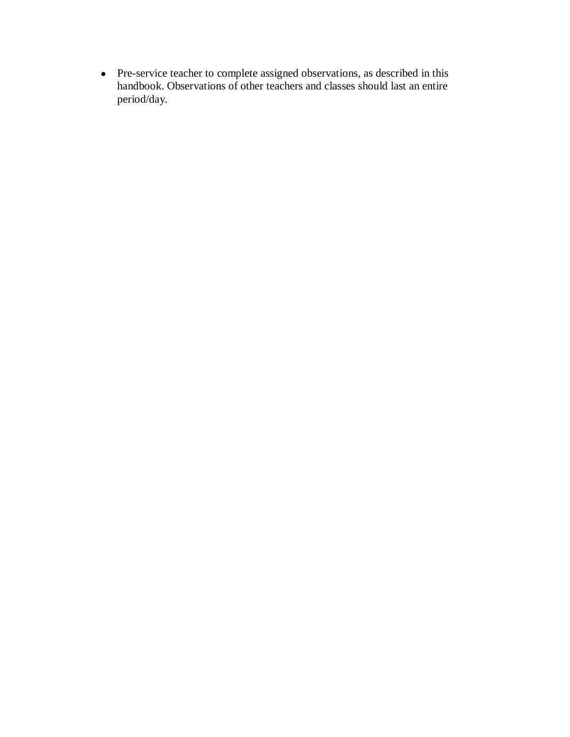- Pre-service teacher to complete assigned observations, as described in this handbook. Observations of other teachers and classes should last an entire period/day.